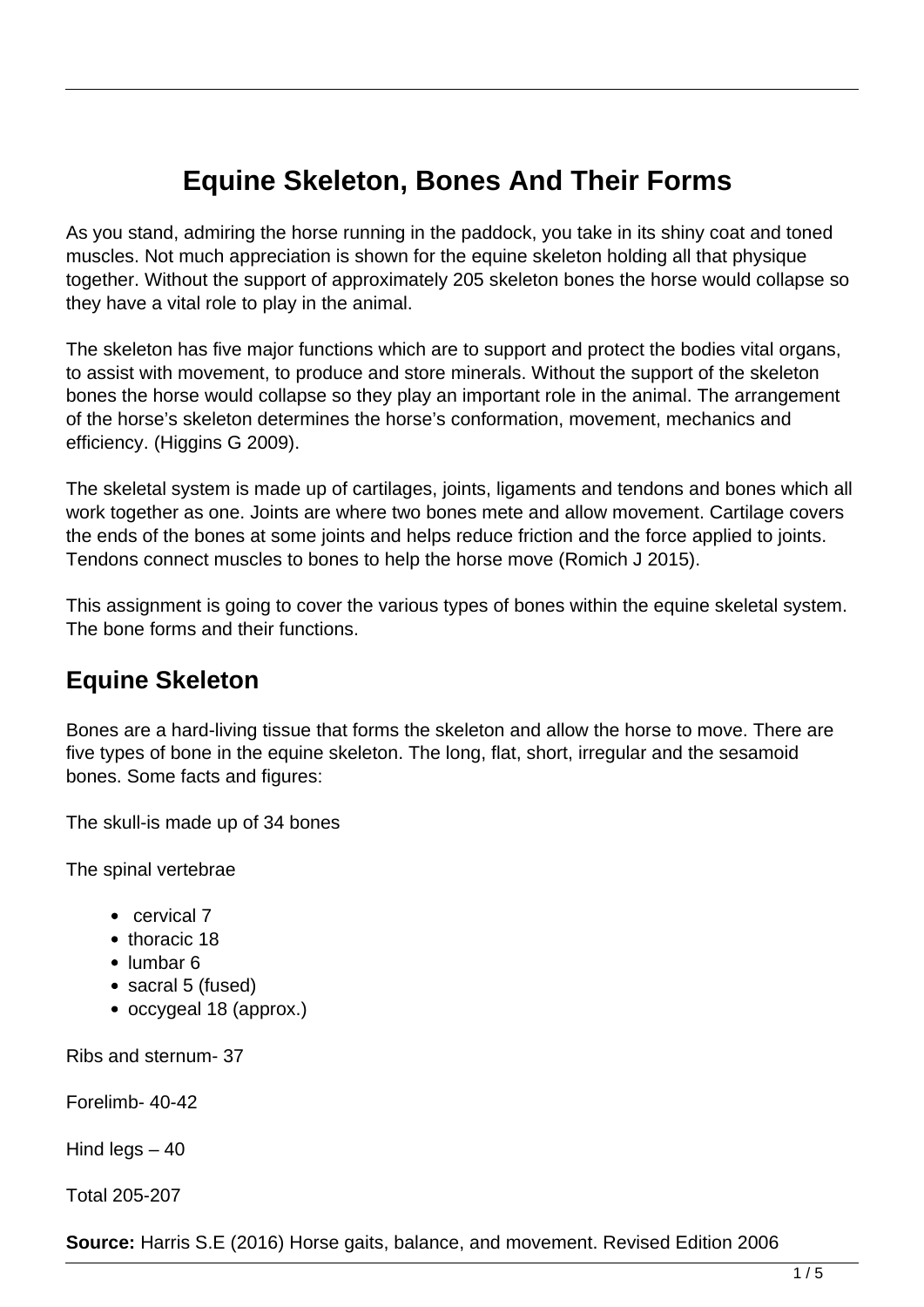# Equine Skeleton, Bones And Their Forms

As you stand, admiring the horse running in the paddock, you take in its shiny coat and toned muscles. Not much appreciation is shown for the equine skeleton holding all that physique together. Without the support of approximately 205 skeleton bones the horse would collapse so they have a vital role to play in the animal.

The skeleton has five major functions which are to support and protect the bodies vital organs, to assist with movement, to produce and store minerals. Without the support of the skeleton bones the horse would collapse so they play an important role in the animal. The arrangement of the horse's skeleton determines the horse's conformation, movement, mechanics and efficiency. (Higgins G 2009).

The skeletal system is made up of cartilages, joints, ligaments and tendons and bones which all work together as one. Joints are where two bones mete and allow movement. Cartilage covers the ends of the bones at some joints and helps reduce friction and the force applied to joints. Tendons connect muscles to bones to help the horse move (Romich J 2015).

This assignment is going to cover the various types of bones within the equine skeletal system. The bone forms and their functions.

## Equine Skeleton

Bones are a hard-living tissue that forms the skeleton and allow the horse to move. There are five types of bone in the equine skeleton. The long, flat, short, irregular and the sesamoid bones. Some facts and figures:

The skull-is made up of 34 bones

The spinal vertebrae

- cervical 7
- thoracic 18
- lumbar 6
- sacral 5 (fused)
- occygeal 18 (approx.)

Ribs and sternum- 37

Forelimb- 40-42

Hind legs – 40

Total 205-207

**Source:** Harris S.E (2016) Horse gaits, balance, and movement. Revised Edition 2006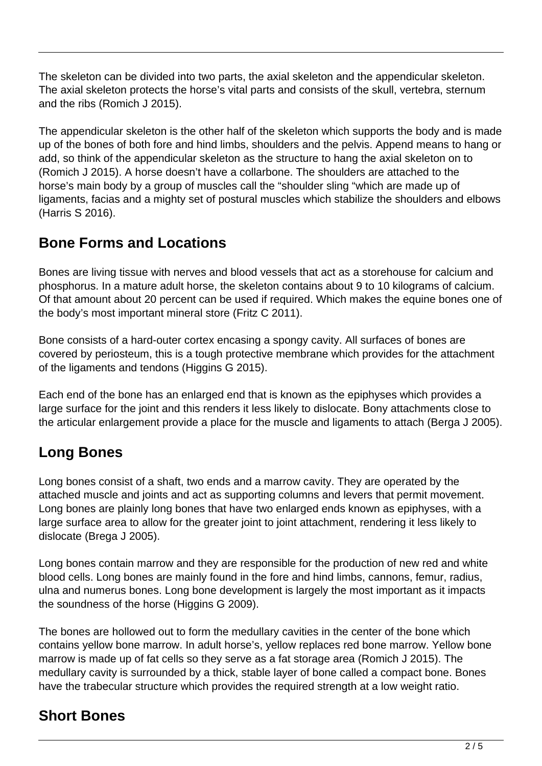The skeleton can be divided into two parts, the axial skeleton and the appendicular skeleton. The axial skeleton protects the horse's vital parts and consists of the skull, vertebra, sternum and the ribs (Romich J 2015).

The appendicular skeleton is the other half of the skeleton which supports the body and is made up of the bones of both fore and hind limbs, shoulders and the pelvis. Append means to hang or add, so think of the appendicular skeleton as the structure to hang the axial skeleton on to (Romich J 2015). A horse doesn't have a collarbone. The shoulders are attached to the horse's main body by a group of muscles call the "shoulder sling "which are made up of ligaments, facias and a mighty set of postural muscles which stabilize the shoulders and elbows (Harris S 2016).

## Bone Forms and Locations

Bones are living tissue with nerves and blood vessels that act as a storehouse for calcium and phosphorus. In a mature adult horse, the skeleton contains about 9 to 10 kilograms of calcium. Of that amount about 20 percent can be used if required. Which makes the equine bones one of the body's most important mineral store (Fritz C 2011).

Bone consists of a hard-outer cortex encasing a spongy cavity. All surfaces of bones are covered by periosteum, this is a tough protective membrane which provides for the attachment of the ligaments and tendons (Higgins G 2015).

Each end of the bone has an enlarged end that is known as the epiphyses which provides a large surface for the joint and this renders it less likely to dislocate. Bony attachments close to the articular enlargement provide a place for the muscle and ligaments to attach (Berga J 2005).

## Long Bones

Long bones consist of a shaft, two ends and a marrow cavity. They are operated by the attached muscle and joints and act as supporting columns and levers that permit movement. Long bones are plainly long bones that have two enlarged ends known as epiphyses, with a large surface area to allow for the greater joint to joint attachment, rendering it less likely to dislocate (Brega J 2005).

Long bones contain marrow and they are responsible for the production of new red and white blood cells. Long bones are mainly found in the fore and hind limbs, cannons, femur, radius, ulna and numerus bones. Long bone development is largely the most important as it impacts the soundness of the horse (Higgins G 2009).

The bones are hollowed out to form the medullary cavities in the center of the bone which contains yellow bone marrow. In adult horse's, yellow replaces red bone marrow. Yellow bone marrow is made up of fat cells so they serve as a fat storage area (Romich J 2015). The medullary cavity is surrounded by a thick, stable layer of bone called a compact bone. Bones have the trabecular structure which provides the required strength at a low weight ratio.

## Short Bones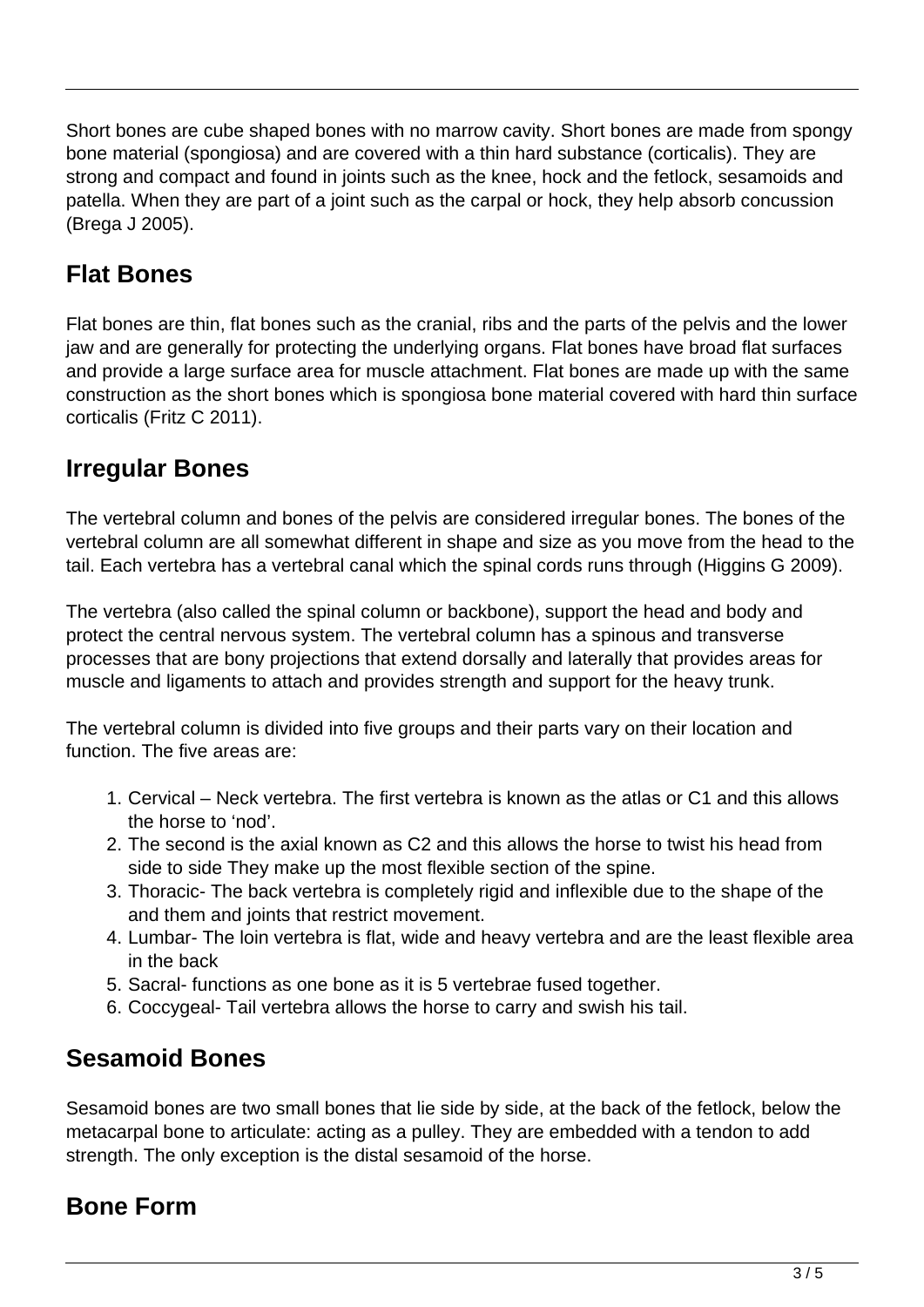Short bones are cube shaped bones with no marrow cavity. Short bones are made from spongy bone material (spongiosa) and are covered with a thin hard substance (corticalis). They are strong and compact and found in joints such as the knee, hock and the fetlock, sesamoids and patella. When they are part of a joint such as the carpal or hock, they help absorb concussion (Brega J 2005).

## Flat Bones

Flat bones are thin, flat bones such as the cranial, ribs and the parts of the pelvis and the lower jaw and are generally for protecting the underlying organs. Flat bones have broad flat surfaces and provide a large surface area for muscle attachment. Flat bones are made up with the same construction as the short bones which is spongiosa bone material covered with hard thin surface corticalis (Fritz C 2011).

## Irregular Bones

The vertebral column and bones of the pelvis are considered irregular bones. The bones of the vertebral column are all somewhat different in shape and size as you move from the head to the tail. Each vertebra has a vertebral canal which the spinal cords runs through (Higgins G 2009).

The vertebra (also called the spinal column or backbone), support the head and body and protect the central nervous system. The vertebral column has a spinous and transverse processes that are bony projections that extend dorsally and laterally that provides areas for muscle and ligaments to attach and provides strength and support for the heavy trunk.

The vertebral column is divided into five groups and their parts vary on their location and function. The five areas are:

1. Cervical – Neck vertebra. The first vertebra is known as the atlas or C1 and this allows the horse to 'nod'.
2. The second is the axial known as C2 and this allows the horse to twist his head from side to side They make up the most flexible section of the spine.
3. Thoracic- The back vertebra is completely rigid and inflexible due to the shape of the and them and joints that restrict movement.
4. Lumbar- The loin vertebra is flat, wide and heavy vertebra and are the least flexible area in the back
5. Sacral- functions as one bone as it is 5 vertebrae fused together.
6. Coccygeal- Tail vertebra allows the horse to carry and swish his tail.

## Sesamoid Bones

Sesamoid bones are two small bones that lie side by side, at the back of the fetlock, below the metacarpal bone to articulate: acting as a pulley. They are embedded with a tendon to add strength. The only exception is the distal sesamoid of the horse.

## Bone Form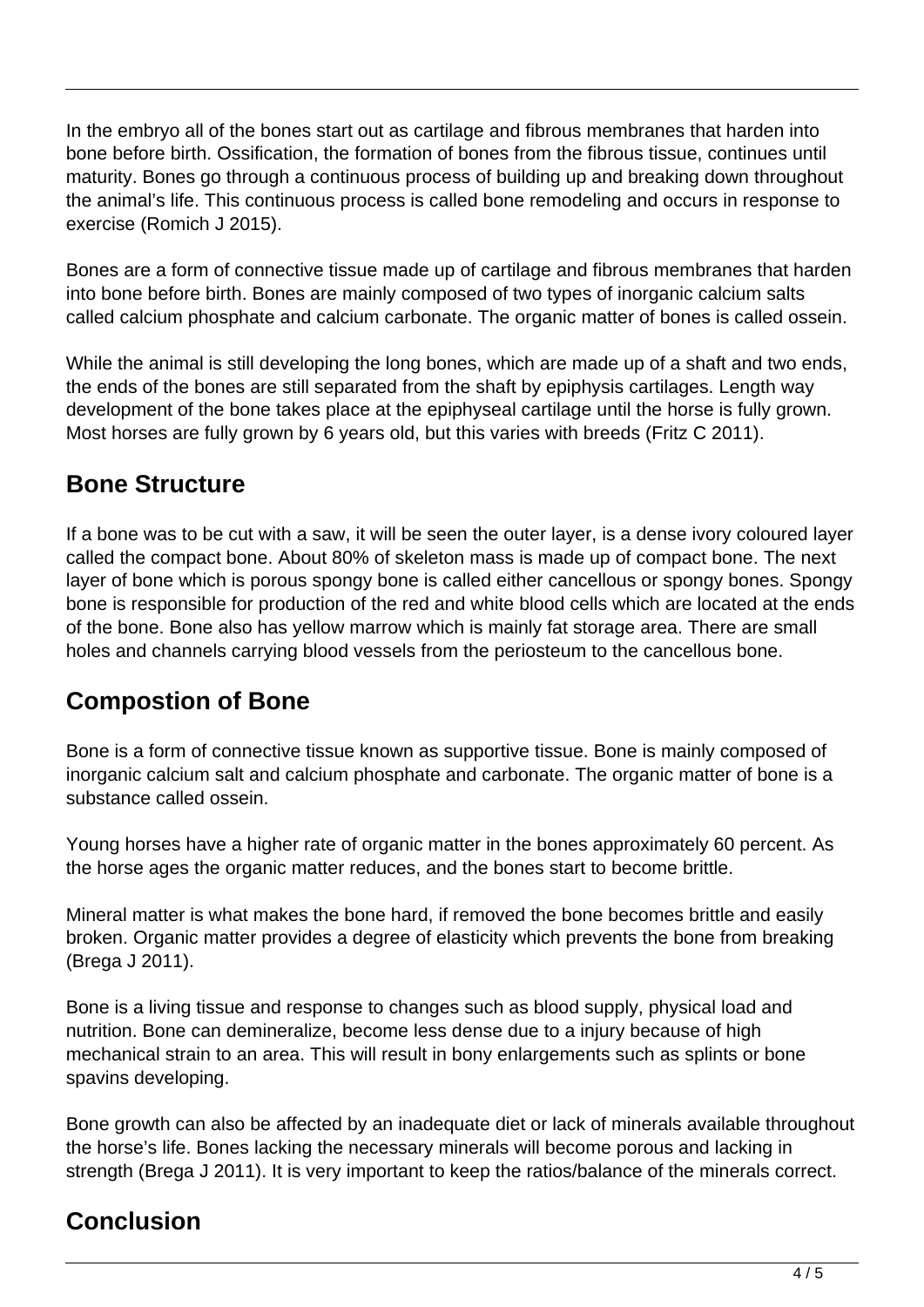In the embryo all of the bones start out as cartilage and fibrous membranes that harden into bone before birth. Ossification, the formation of bones from the fibrous tissue, continues until maturity. Bones go through a continuous process of building up and breaking down throughout the animal's life. This continuous process is called bone remodeling and occurs in response to exercise (Romich J 2015).

Bones are a form of connective tissue made up of cartilage and fibrous membranes that harden into bone before birth. Bones are mainly composed of two types of inorganic calcium salts called calcium phosphate and calcium carbonate. The organic matter of bones is called ossein.

While the animal is still developing the long bones, which are made up of a shaft and two ends, the ends of the bones are still separated from the shaft by epiphysis cartilages. Length way development of the bone takes place at the epiphyseal cartilage until the horse is fully grown. Most horses are fully grown by 6 years old, but this varies with breeds (Fritz C 2011).

## Bone Structure

If a bone was to be cut with a saw, it will be seen the outer layer, is a dense ivory coloured layer called the compact bone. About 80% of skeleton mass is made up of compact bone. The next layer of bone which is porous spongy bone is called either cancellous or spongy bones. Spongy bone is responsible for production of the red and white blood cells which are located at the ends of the bone. Bone also has yellow marrow which is mainly fat storage area. There are small holes and channels carrying blood vessels from the periosteum to the cancellous bone.

## Compostion of Bone

Bone is a form of connective tissue known as supportive tissue. Bone is mainly composed of inorganic calcium salt and calcium phosphate and carbonate. The organic matter of bone is a substance called ossein.

Young horses have a higher rate of organic matter in the bones approximately 60 percent. As the horse ages the organic matter reduces, and the bones start to become brittle.

Mineral matter is what makes the bone hard, if removed the bone becomes brittle and easily broken. Organic matter provides a degree of elasticity which prevents the bone from breaking (Brega J 2011).

Bone is a living tissue and response to changes such as blood supply, physical load and nutrition. Bone can demineralize, become less dense due to a injury because of high mechanical strain to an area. This will result in bony enlargements such as splints or bone spavins developing.

Bone growth can also be affected by an inadequate diet or lack of minerals available throughout the horse's life. Bones lacking the necessary minerals will become porous and lacking in strength (Brega J 2011). It is very important to keep the ratios/balance of the minerals correct.

## Conclusion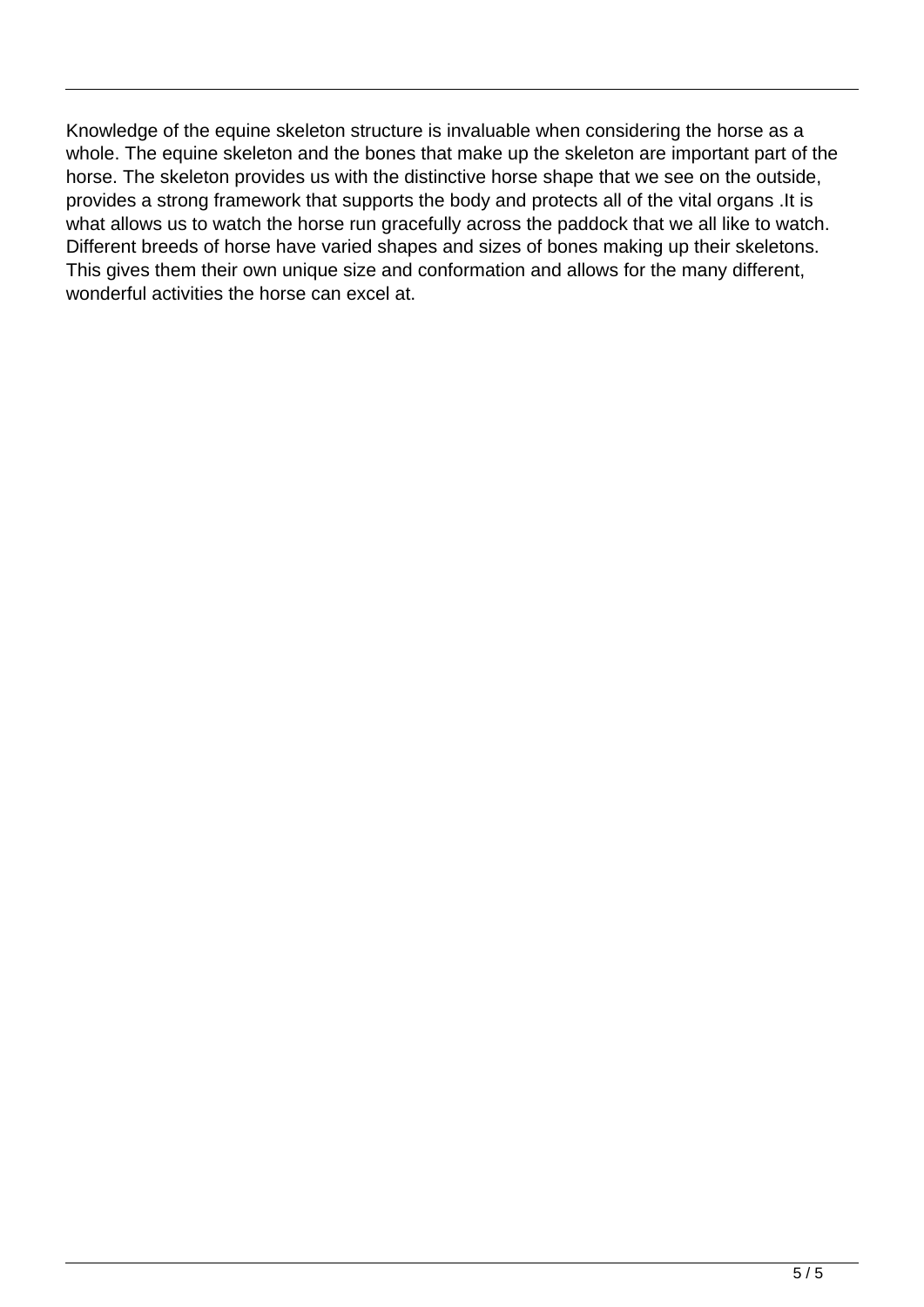Knowledge of the equine skeleton structure is invaluable when considering the horse as a whole. The equine skeleton and the bones that make up the skeleton are important part of the horse. The skeleton provides us with the distinctive horse shape that we see on the outside, provides a strong framework that supports the body and protects all of the vital organs .It is what allows us to watch the horse run gracefully across the paddock that we all like to watch. Different breeds of horse have varied shapes and sizes of bones making up their skeletons. This gives them their own unique size and conformation and allows for the many different, wonderful activities the horse can excel at.